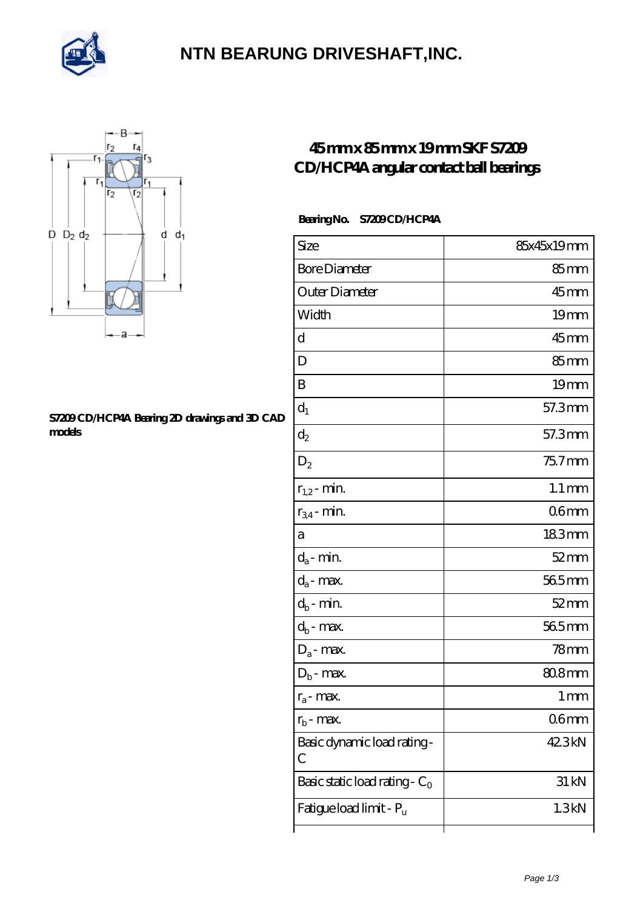# NTN BEARUNG DRIVESHAFT,INC.

## 45 mm x 85 mm x 19 mm SKF S7209 CD/HCP4A angular contact ball bearings

**S7209 CD/HCP4A Bearing 2D drawings and 3D CAD models**

**Bearing No.** S7209 CD/HCP4A

| Size | 85x45x19 mm |
|---|---|
| Bore Diameter | 85 mm |
| Outer Diameter | 45 mm |
| Width | 19 mm |
| d | 45 mm |
| D | 85 mm |
| B | 19 mm |
| $d_1$ | 57.3 mm |
| $d_2$ | 57.3 mm |
| $D_2$ | 75.7 mm |
| $r_{1,2}$ - min. | 1.1 mm |
| $r_{3,4}$ - min. | 0.6 mm |
| a | 18.3 mm |
| $d_a$ - min. | 52 mm |
| $d_a$ - max. | 56.5 mm |
| $d_b$ - min. | 52 mm |
| $d_b$ - max. | 56.5 mm |
| $D_a$ - max. | 78 mm |
| $D_b$ - max. | 80.8 mm |
| $r_a$ - max. | 1 mm |
| $r_b$ - max. | 0.6 mm |
| Basic dynamic load rating - C | 42.3 kN |
| Basic static load rating - $C_0$ | 31 kN |
| Fatigue load limit - $P_u$ | 1.3 kN |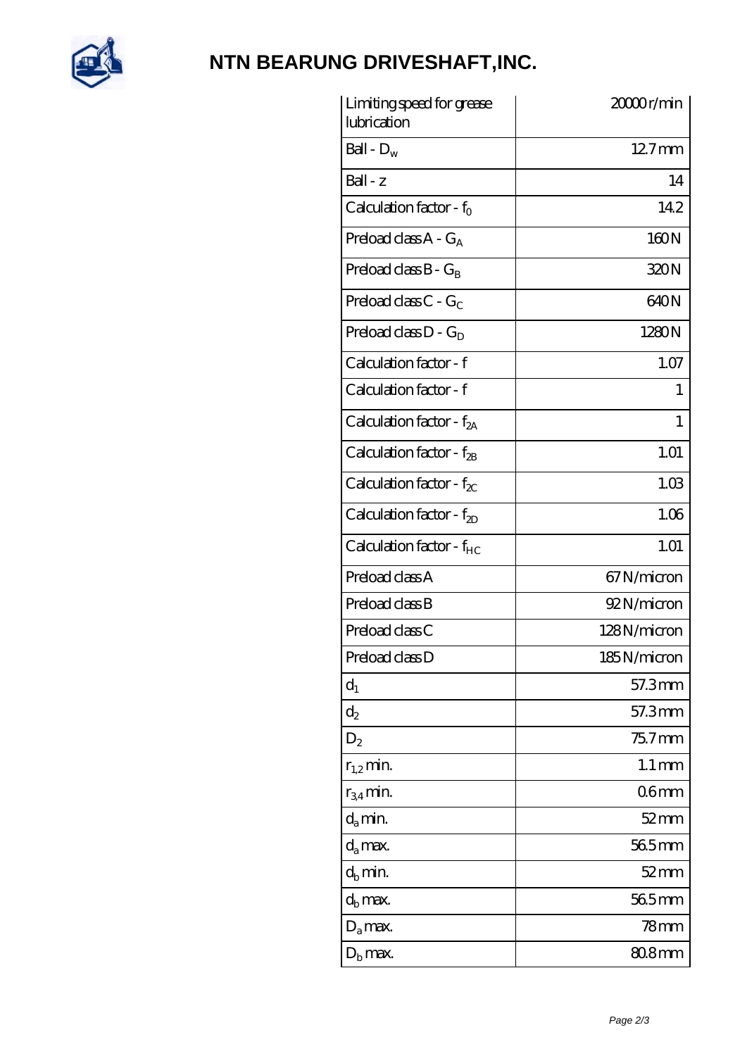# NTN BEARUNG DRIVESHAFT,INC.

| | |
|---|---|
| Limiting speed for grease lubrication | 20000 r/min |
| Ball - $D_w$ | 12.7 mm |
| Ball - z | 14 |
| Calculation factor - $f_0$ | 14.2 |
| Preload class A - $G_A$ | 160 N |
| Preload class B - $G_B$ | 320 N |
| Preload class C - $G_C$ | 640 N |
| Preload class D - $G_D$ | 1280 N |
| Calculation factor - f | 1.07 |
| Calculation factor - f | 1 |
| Calculation factor - $f_{2A}$ | 1 |
| Calculation factor - $f_{2B}$ | 1.01 |
| Calculation factor - $f_{2C}$ | 1.03 |
| Calculation factor - $f_{2D}$ | 1.06 |
| Calculation factor - $f_{HC}$ | 1.01 |
| Preload class A | 67 N/micron |
| Preload class B | 92 N/micron |
| Preload class C | 128 N/micron |
| Preload class D | 185 N/micron |
| $d_1$ | 57.3 mm |
| $d_2$ | 57.3 mm |
| $D_2$ | 75.7 mm |
| $r_{1,2}$ min. | 1.1 mm |
| $r_{3,4}$ min. | 0.6 mm |
| $d_a$ min. | 52 mm |
| $d_a$ max. | 56.5 mm |
| $d_b$ min. | 52 mm |
| $d_b$ max. | 56.5 mm |
| $D_a$ max. | 78 mm |
| $D_b$ max. | 80.8 mm |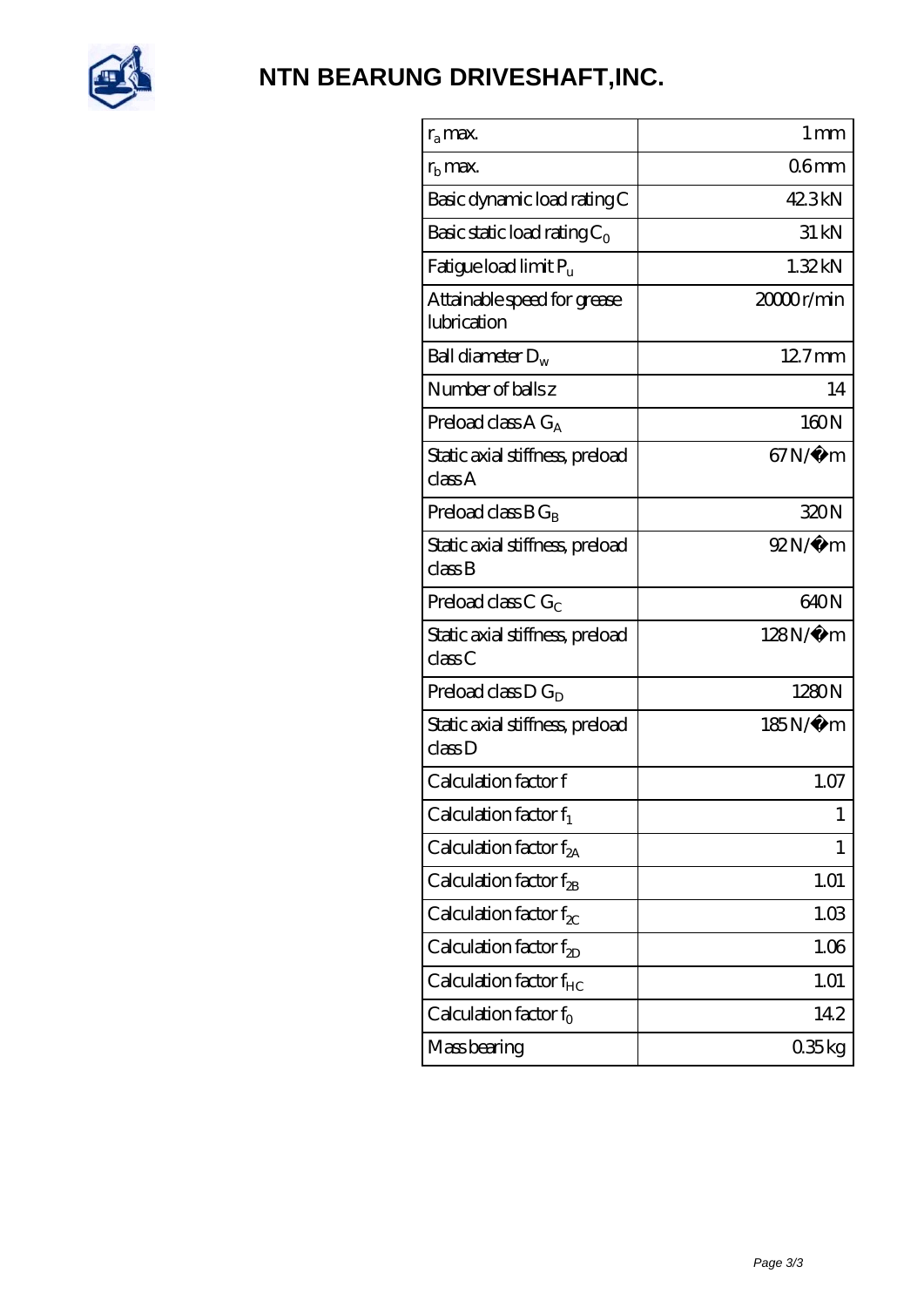# NTN BEARUNG DRIVESHAFT,INC.

| | |
|---|---|
| $r_a$ max. | 1 mm |
| $r_b$ max. | 0.6 mm |
| Basic dynamic load rating C | 42.3 kN |
| Basic static load rating $C_0$ | 31 kN |
| Fatigue load limit $P_u$ | 1.32 kN |
| Attainable speed for grease lubrication | 20000 r/min |
| Ball diameter $D_w$ | 12.7 mm |
| Number of balls z | 14 |
| Preload class A $G_A$ | 160 N |
| Static axial stiffness, preload class A | 67 N/�m |
| Preload class B $G_B$ | 320 N |
| Static axial stiffness, preload class B | 92 N/�m |
| Preload class C $G_C$ | 640 N |
| Static axial stiffness, preload class C | 128 N/�m |
| Preload class D $G_D$ | 1280 N |
| Static axial stiffness, preload class D | 185 N/�m |
| Calculation factor f | 1.07 |
| Calculation factor $f_1$ | 1 |
| Calculation factor $f_{2A}$ | 1 |
| Calculation factor $f_{2B}$ | 1.01 |
| Calculation factor $f_{2C}$ | 1.03 |
| Calculation factor $f_{2D}$ | 1.06 |
| Calculation factor $f_{HC}$ | 1.01 |
| Calculation factor $f_0$ | 14.2 |
| Mass bearing | 0.35 kg |